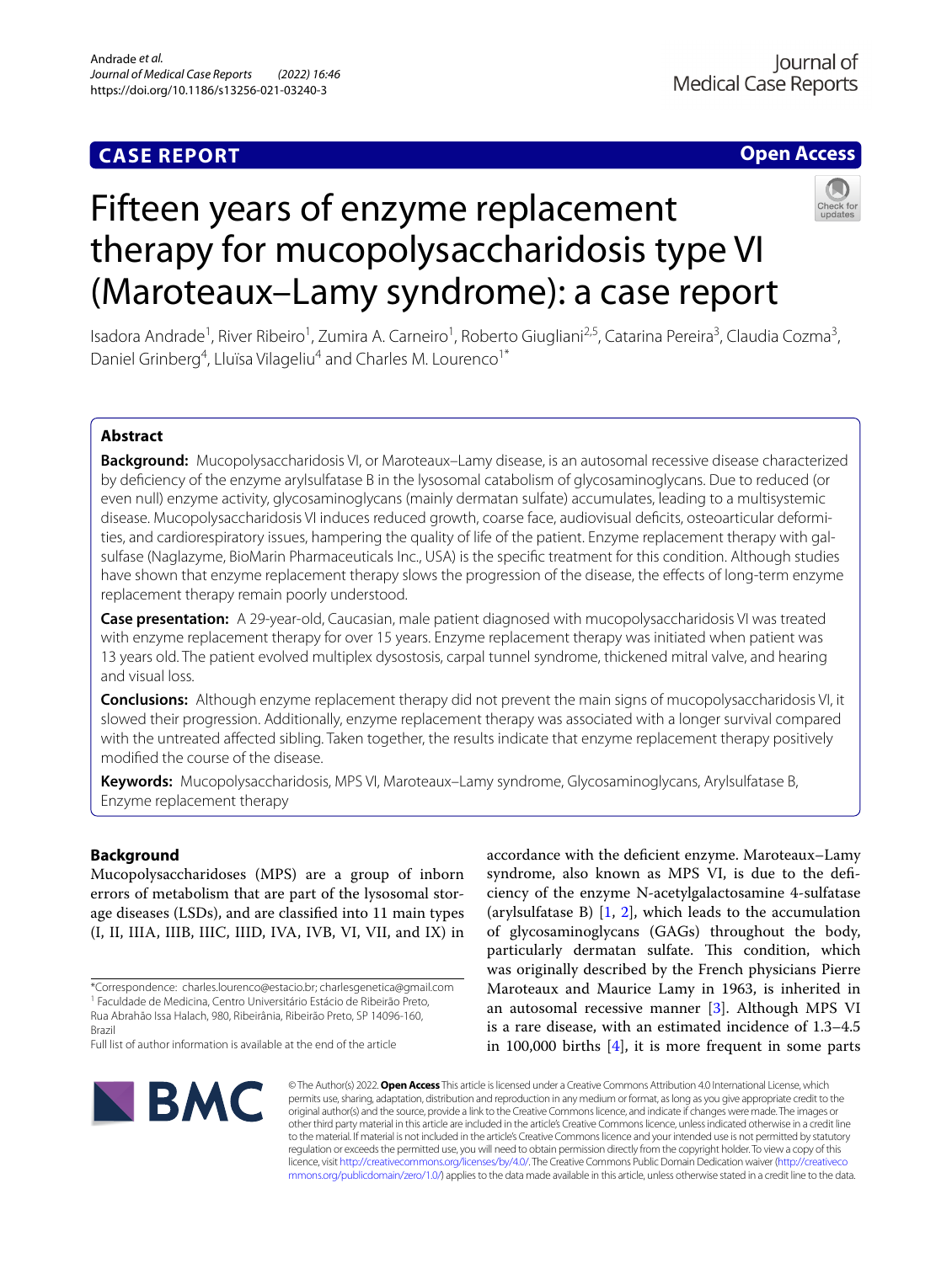CASE REPORT

Open Access

# Fifteen years of enzyme replacement therapy for mucopolysaccharidosis type VI (Maroteaux–Lamy syndrome): a case report

Isadora Andrade[1], River Ribeiro[1], Zumira A. Carneiro[1], Roberto Giugliani[2,5], Catarina Pereira[3], Claudia Cozma[3], Daniel Grinberg[4], Lluïsa Vilageliu[4] and Charles M. Lourenco[1*]

## Abstract

**Background:** Mucopolysaccharidosis VI, or Maroteaux–Lamy disease, is an autosomal recessive disease characterized by deficiency of the enzyme arylsulfatase B in the lysosomal catabolism of glycosaminoglycans. Due to reduced (or even null) enzyme activity, glycosaminoglycans (mainly dermatan sulfate) accumulates, leading to a multisystemic disease. Mucopolysaccharidosis VI induces reduced growth, coarse face, audiovisual deficits, osteoarticular deformities, and cardiorespiratory issues, hampering the quality of life of the patient. Enzyme replacement therapy with galsulfase (Naglazyme, BioMarin Pharmaceuticals Inc., USA) is the specific treatment for this condition. Although studies have shown that enzyme replacement therapy slows the progression of the disease, the effects of long-term enzyme replacement therapy remain poorly understood.

**Case presentation:** A 29-year-old, Caucasian, male patient diagnosed with mucopolysaccharidosis VI was treated with enzyme replacement therapy for over 15 years. Enzyme replacement therapy was initiated when patient was 13 years old. The patient evolved multiplex dysostosis, carpal tunnel syndrome, thickened mitral valve, and hearing and visual loss.

**Conclusions:** Although enzyme replacement therapy did not prevent the main signs of mucopolysaccharidosis VI, it slowed their progression. Additionally, enzyme replacement therapy was associated with a longer survival compared with the untreated affected sibling. Taken together, the results indicate that enzyme replacement therapy positively modified the course of the disease.

**Keywords:** Mucopolysaccharidosis, MPS VI, Maroteaux–Lamy syndrome, Glycosaminoglycans, Arylsulfatase B, Enzyme replacement therapy

## Background

Mucopolysaccharidoses (MPS) are a group of inborn errors of metabolism that are part of the lysosomal storage diseases (LSDs), and are classified into 11 main types (I, II, IIIA, IIIB, IIIC, IIID, IVA, IVB, VI, VII, and IX) in accordance with the deficient enzyme. Maroteaux–Lamy syndrome, also known as MPS VI, is due to the deficiency of the enzyme N-acetylgalactosamine 4-sulfatase (arylsulfatase B) [1, 2], which leads to the accumulation of glycosaminoglycans (GAGs) throughout the body, particularly dermatan sulfate. This condition, which was originally described by the French physicians Pierre Maroteaux and Maurice Lamy in 1963, is inherited in an autosomal recessive manner [3]. Although MPS VI is a rare disease, with an estimated incidence of 1.3–4.5 in 100,000 births [4], it is more frequent in some parts

*Correspondence: charles.lourenco@estacio.br; charlesgenetica@gmail.com
[1] Faculdade de Medicina, Centro Universitário Estácio de Ribeirão Preto, Rua Abrahão Issa Halach, 980, Ribeirânia, Ribeirão Preto, SP 14096-160, Brazil
Full list of author information is available at the end of the article

© The Author(s) 2022. **Open Access** This article is licensed under a Creative Commons Attribution 4.0 International License, which permits use, sharing, adaptation, distribution and reproduction in any medium or format, as long as you give appropriate credit to the original author(s) and the source, provide a link to the Creative Commons licence, and indicate if changes were made. The images or other third party material in this article are included in the article's Creative Commons licence, unless indicated otherwise in a credit line to the material. If material is not included in the article's Creative Commons licence and your intended use is not permitted by statutory regulation or exceeds the permitted use, you will need to obtain permission directly from the copyright holder. To view a copy of this licence, visit http://creativecommons.org/licenses/by/4.0/. The Creative Commons Public Domain Dedication waiver (http://creativecommons.org/publicdomain/zero/1.0/) applies to the data made available in this article, unless otherwise stated in a credit line to the data.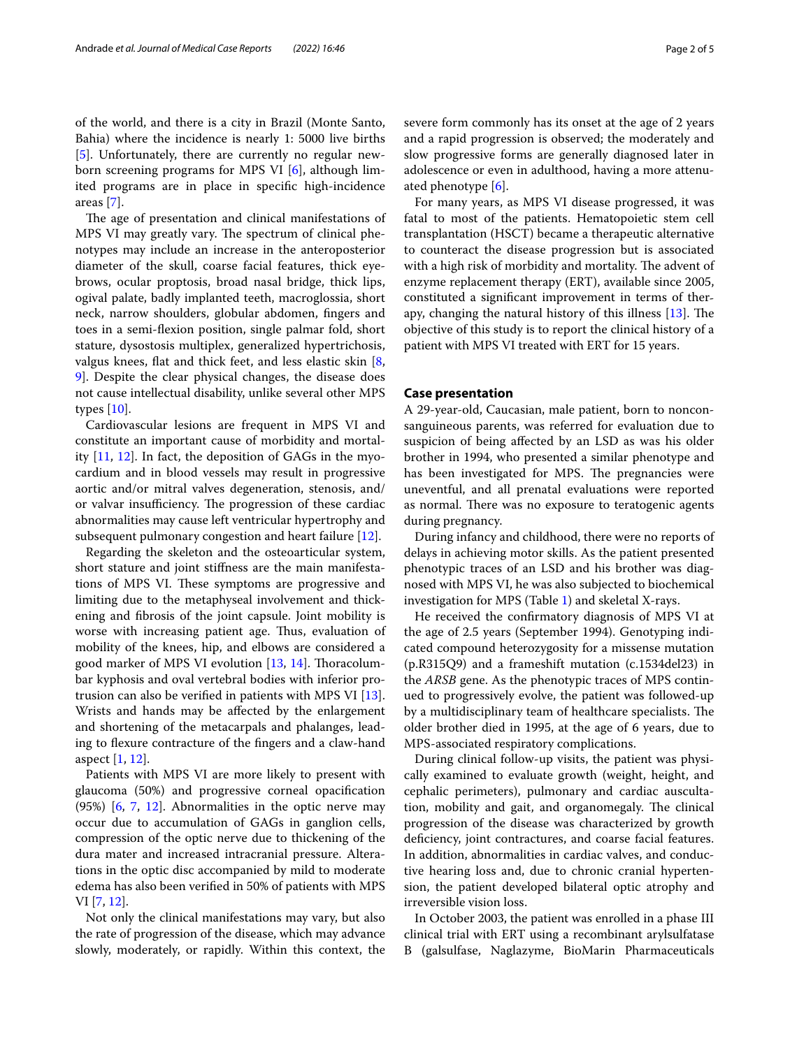of the world, and there is a city in Brazil (Monte Santo, Bahia) where the incidence is nearly 1: 5000 live births [5]. Unfortunately, there are currently no regular newborn screening programs for MPS VI [6], although limited programs are in place in specific high-incidence areas [7].

The age of presentation and clinical manifestations of MPS VI may greatly vary. The spectrum of clinical phenotypes may include an increase in the anteroposterior diameter of the skull, coarse facial features, thick eyebrows, ocular proptosis, broad nasal bridge, thick lips, ogival palate, badly implanted teeth, macroglossia, short neck, narrow shoulders, globular abdomen, fingers and toes in a semi-flexion position, single palmar fold, short stature, dysostosis multiplex, generalized hypertrichosis, valgus knees, flat and thick feet, and less elastic skin [8, 9]. Despite the clear physical changes, the disease does not cause intellectual disability, unlike several other MPS types [10].

Cardiovascular lesions are frequent in MPS VI and constitute an important cause of morbidity and mortality [11, 12]. In fact, the deposition of GAGs in the myocardium and in blood vessels may result in progressive aortic and/or mitral valves degeneration, stenosis, and/or valvar insufficiency. The progression of these cardiac abnormalities may cause left ventricular hypertrophy and subsequent pulmonary congestion and heart failure [12].

Regarding the skeleton and the osteoarticular system, short stature and joint stiffness are the main manifestations of MPS VI. These symptoms are progressive and limiting due to the metaphyseal involvement and thickening and fibrosis of the joint capsule. Joint mobility is worse with increasing patient age. Thus, evaluation of mobility of the knees, hip, and elbows are considered a good marker of MPS VI evolution [13, 14]. Thoracolumbar kyphosis and oval vertebral bodies with inferior protrusion can also be verified in patients with MPS VI [13]. Wrists and hands may be affected by the enlargement and shortening of the metacarpals and phalanges, leading to flexure contracture of the fingers and a claw-hand aspect [1, 12].

Patients with MPS VI are more likely to present with glaucoma (50%) and progressive corneal opacification (95%) [6, 7, 12]. Abnormalities in the optic nerve may occur due to accumulation of GAGs in ganglion cells, compression of the optic nerve due to thickening of the dura mater and increased intracranial pressure. Alterations in the optic disc accompanied by mild to moderate edema has also been verified in 50% of patients with MPS VI [7, 12].

Not only the clinical manifestations may vary, but also the rate of progression of the disease, which may advance slowly, moderately, or rapidly. Within this context, the severe form commonly has its onset at the age of 2 years and a rapid progression is observed; the moderately and slow progressive forms are generally diagnosed later in adolescence or even in adulthood, having a more attenuated phenotype [6].

For many years, as MPS VI disease progressed, it was fatal to most of the patients. Hematopoietic stem cell transplantation (HSCT) became a therapeutic alternative to counteract the disease progression but is associated with a high risk of morbidity and mortality. The advent of enzyme replacement therapy (ERT), available since 2005, constituted a significant improvement in terms of therapy, changing the natural history of this illness [13]. The objective of this study is to report the clinical history of a patient with MPS VI treated with ERT for 15 years.

## Case presentation

A 29-year-old, Caucasian, male patient, born to nonconsanguineous parents, was referred for evaluation due to suspicion of being affected by an LSD as was his older brother in 1994, who presented a similar phenotype and has been investigated for MPS. The pregnancies were uneventful, and all prenatal evaluations were reported as normal. There was no exposure to teratogenic agents during pregnancy.

During infancy and childhood, there were no reports of delays in achieving motor skills. As the patient presented phenotypic traces of an LSD and his brother was diagnosed with MPS VI, he was also subjected to biochemical investigation for MPS (Table 1) and skeletal X-rays.

He received the confirmatory diagnosis of MPS VI at the age of 2.5 years (September 1994). Genotyping indicated compound heterozygosity for a missense mutation (p.R315Q9) and a frameshift mutation (c.1534del23) in the *ARSB* gene. As the phenotypic traces of MPS continued to progressively evolve, the patient was followed-up by a multidisciplinary team of healthcare specialists. The older brother died in 1995, at the age of 6 years, due to MPS-associated respiratory complications.

During clinical follow-up visits, the patient was physically examined to evaluate growth (weight, height, and cephalic perimeters), pulmonary and cardiac auscultation, mobility and gait, and organomegaly. The clinical progression of the disease was characterized by growth deficiency, joint contractures, and coarse facial features. In addition, abnormalities in cardiac valves, and conductive hearing loss and, due to chronic cranial hypertension, the patient developed bilateral optic atrophy and irreversible vision loss.

In October 2003, the patient was enrolled in a phase III clinical trial with ERT using a recombinant arylsulfatase B (galsulfase, Naglazyme, BioMarin Pharmaceuticals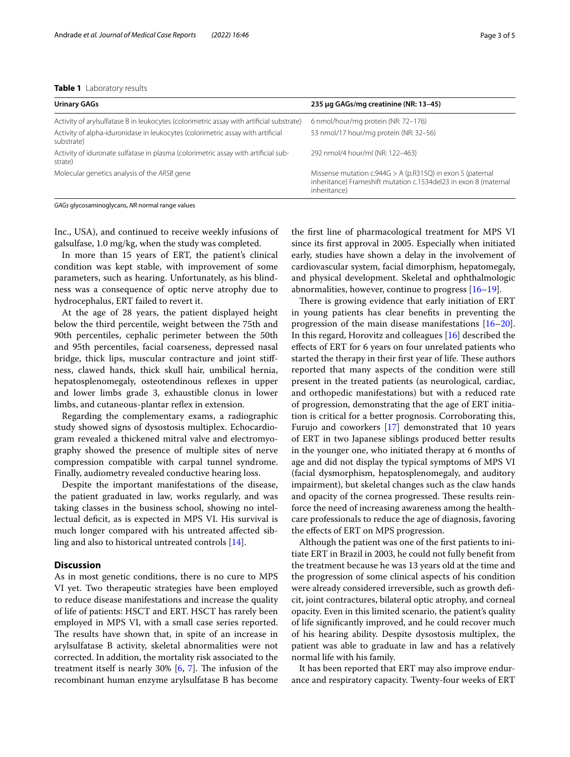**Table 1** Laboratory results

| Urinary GAGs | 235 µg GAGs/mg creatinine (NR: 13–45) |
| --- | --- |
| Activity of arylsulfatase B in leukocytes (colorimetric assay with artificial substrate) | 6 nmol/hour/mg protein (NR: 72–176) |
| Activity of alpha-iduronidase in leukocytes (colorimetric assay with artificial substrate) | 53 nmol/17 hour/mg protein (NR: 32–56) |
| Activity of iduronate sulfatase in plasma (colorimetric assay with artificial substrate) | 292 nmol/4 hour/ml (NR: 122–463) |
| Molecular genetics analysis of the *ARSB* gene | Missense mutation c.944G > A (p.R315Q) in exon 5 (paternal inheritance) Frameshift mutation c.1534del23 in exon 8 (maternal inheritance) |

*GAGs* glycosaminoglycans, *NR* normal range values

Inc., USA), and continued to receive weekly infusions of galsulfase, 1.0 mg/kg, when the study was completed.

In more than 15 years of ERT, the patient's clinical condition was kept stable, with improvement of some parameters, such as hearing. Unfortunately, as his blindness was a consequence of optic nerve atrophy due to hydrocephalus, ERT failed to revert it.

At the age of 28 years, the patient displayed height below the third percentile, weight between the 75th and 90th percentiles, cephalic perimeter between the 50th and 95th percentiles, facial coarseness, depressed nasal bridge, thick lips, muscular contracture and joint stiffness, clawed hands, thick skull hair, umbilical hernia, hepatosplenomegaly, osteotendinous reflexes in upper and lower limbs grade 3, exhaustible clonus in lower limbs, and cutaneous-plantar reflex in extension.

Regarding the complementary exams, a radiographic study showed signs of dysostosis multiplex. Echocardiogram revealed a thickened mitral valve and electromyography showed the presence of multiple sites of nerve compression compatible with carpal tunnel syndrome. Finally, audiometry revealed conductive hearing loss.

Despite the important manifestations of the disease, the patient graduated in law, works regularly, and was taking classes in the business school, showing no intellectual deficit, as is expected in MPS VI. His survival is much longer compared with his untreated affected sibling and also to historical untreated controls [14].

## Discussion

As in most genetic conditions, there is no cure to MPS VI yet. Two therapeutic strategies have been employed to reduce disease manifestations and increase the quality of life of patients: HSCT and ERT. HSCT has rarely been employed in MPS VI, with a small case series reported. The results have shown that, in spite of an increase in arylsulfatase B activity, skeletal abnormalities were not corrected. In addition, the mortality risk associated to the treatment itself is nearly 30% [6, 7]. The infusion of the recombinant human enzyme arylsulfatase B has become the first line of pharmacological treatment for MPS VI since its first approval in 2005. Especially when initiated early, studies have shown a delay in the involvement of cardiovascular system, facial dimorphism, hepatomegaly, and physical development. Skeletal and ophthalmologic abnormalities, however, continue to progress [16–19].

There is growing evidence that early initiation of ERT in young patients has clear benefits in preventing the progression of the main disease manifestations [16–20]. In this regard, Horovitz and colleagues [16] described the effects of ERT for 6 years on four unrelated patients who started the therapy in their first year of life. These authors reported that many aspects of the condition were still present in the treated patients (as neurological, cardiac, and orthopedic manifestations) but with a reduced rate of progression, demonstrating that the age of ERT initiation is critical for a better prognosis. Corroborating this, Furujo and coworkers [17] demonstrated that 10 years of ERT in two Japanese siblings produced better results in the younger one, who initiated therapy at 6 months of age and did not display the typical symptoms of MPS VI (facial dysmorphism, hepatosplenomegaly, and auditory impairment), but skeletal changes such as the claw hands and opacity of the cornea progressed. These results reinforce the need of increasing awareness among the healthcare professionals to reduce the age of diagnosis, favoring the effects of ERT on MPS progression.

Although the patient was one of the first patients to initiate ERT in Brazil in 2003, he could not fully benefit from the treatment because he was 13 years old at the time and the progression of some clinical aspects of his condition were already considered irreversible, such as growth deficit, joint contractures, bilateral optic atrophy, and corneal opacity. Even in this limited scenario, the patient's quality of life significantly improved, and he could recover much of his hearing ability. Despite dysostosis multiplex, the patient was able to graduate in law and has a relatively normal life with his family.

It has been reported that ERT may also improve endurance and respiratory capacity. Twenty-four weeks of ERT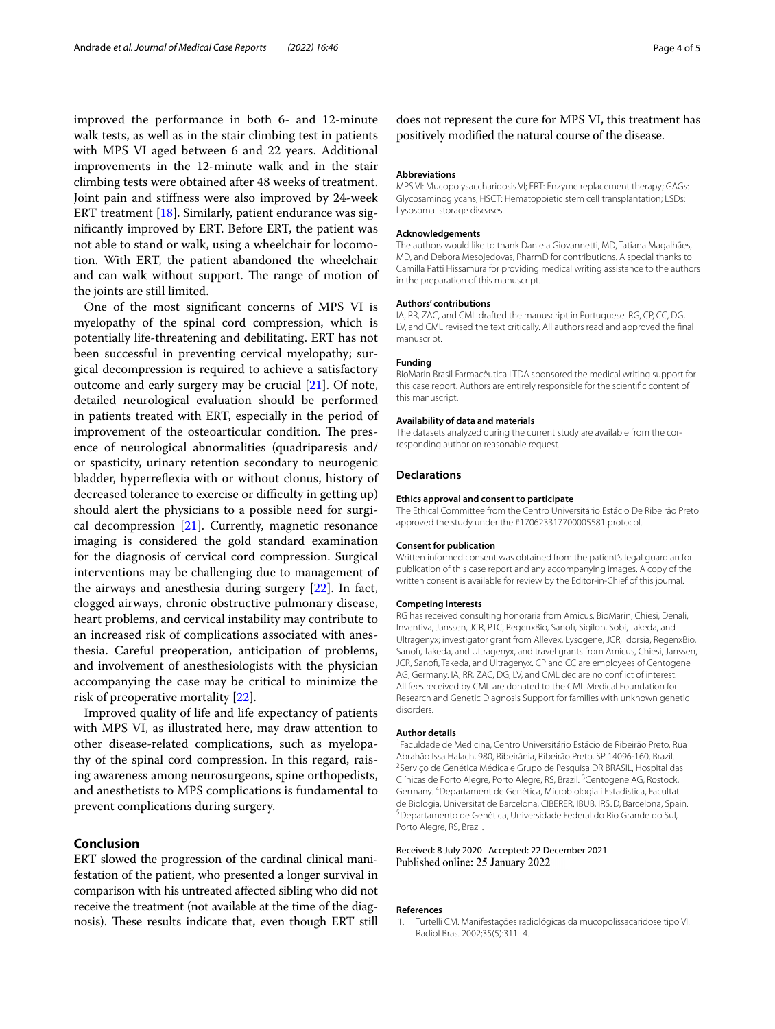improved the performance in both 6- and 12-minute walk tests, as well as in the stair climbing test in patients with MPS VI aged between 6 and 22 years. Additional improvements in the 12-minute walk and in the stair climbing tests were obtained after 48 weeks of treatment. Joint pain and stiffness were also improved by 24-week ERT treatment [18]. Similarly, patient endurance was significantly improved by ERT. Before ERT, the patient was not able to stand or walk, using a wheelchair for locomotion. With ERT, the patient abandoned the wheelchair and can walk without support. The range of motion of the joints are still limited.

One of the most significant concerns of MPS VI is myelopathy of the spinal cord compression, which is potentially life-threatening and debilitating. ERT has not been successful in preventing cervical myelopathy; surgical decompression is required to achieve a satisfactory outcome and early surgery may be crucial [21]. Of note, detailed neurological evaluation should be performed in patients treated with ERT, especially in the period of improvement of the osteoarticular condition. The presence of neurological abnormalities (quadriparesis and/or spasticity, urinary retention secondary to neurogenic bladder, hyperreflexia with or without clonus, history of decreased tolerance to exercise or difficulty in getting up) should alert the physicians to a possible need for surgical decompression [21]. Currently, magnetic resonance imaging is considered the gold standard examination for the diagnosis of cervical cord compression. Surgical interventions may be challenging due to management of the airways and anesthesia during surgery [22]. In fact, clogged airways, chronic obstructive pulmonary disease, heart problems, and cervical instability may contribute to an increased risk of complications associated with anesthesia. Careful preoperation, anticipation of problems, and involvement of anesthesiologists with the physician accompanying the case may be critical to minimize the risk of preoperative mortality [22].

Improved quality of life and life expectancy of patients with MPS VI, as illustrated here, may draw attention to other disease-related complications, such as myelopathy of the spinal cord compression. In this regard, raising awareness among neurosurgeons, spine orthopedists, and anesthetists to MPS complications is fundamental to prevent complications during surgery.

## Conclusion

ERT slowed the progression of the cardinal clinical manifestation of the patient, who presented a longer survival in comparison with his untreated affected sibling who did not receive the treatment (not available at the time of the diagnosis). These results indicate that, even though ERT still does not represent the cure for MPS VI, this treatment has positively modified the natural course of the disease.

#### Abbreviations

MPS VI: Mucopolysaccharidosis VI; ERT: Enzyme replacement therapy; GAGs: Glycosaminoglycans; HSCT: Hematopoietic stem cell transplantation; LSDs: Lysosomal storage diseases.

#### Acknowledgements

The authors would like to thank Daniela Giovannetti, MD, Tatiana Magalhães, MD, and Debora Mesojedovas, PharmD for contributions. A special thanks to Camilla Patti Hissamura for providing medical writing assistance to the authors in the preparation of this manuscript.

#### Authors' contributions

IA, RR, ZAC, and CML drafted the manuscript in Portuguese. RG, CP, CC, DG, LV, and CML revised the text critically. All authors read and approved the final manuscript.

#### Funding

BioMarin Brasil Farmacêutica LTDA sponsored the medical writing support for this case report. Authors are entirely responsible for the scientific content of this manuscript.

#### Availability of data and materials

The datasets analyzed during the current study are available from the corresponding author on reasonable request.

## Declarations

#### Ethics approval and consent to participate

The Ethical Committee from the Centro Universitário Estácio De Ribeirão Preto approved the study under the #170623317700005581 protocol.

#### Consent for publication

Written informed consent was obtained from the patient's legal guardian for publication of this case report and any accompanying images. A copy of the written consent is available for review by the Editor-in-Chief of this journal.

#### Competing interests

RG has received consulting honoraria from Amicus, BioMarin, Chiesi, Denali, Inventiva, Janssen, JCR, PTC, RegenxBio, Sanofi, Sigilon, Sobi, Takeda, and Ultragenyx; investigator grant from Allevex, Lysogene, JCR, Idorsia, RegenxBio, Sanofi, Takeda, and Ultragenyx, and travel grants from Amicus, Chiesi, Janssen, JCR, Sanofi, Takeda, and Ultragenyx. CP and CC are employees of Centogene AG, Germany. IA, RR, ZAC, DG, LV, and CML declare no conflict of interest. All fees received by CML are donated to the CML Medical Foundation for Research and Genetic Diagnosis Support for families with unknown genetic disorders.

#### Author details

[1]Faculdade de Medicina, Centro Universitário Estácio de Ribeirão Preto, Rua Abrahão Issa Halach, 980, Ribeirânia, Ribeirão Preto, SP 14096-160, Brazil. [2]Serviço de Genética Médica e Grupo de Pesquisa DR BRASIL, Hospital das Clínicas de Porto Alegre, Porto Alegre, RS, Brazil. [3]Centogene AG, Rostock, Germany. [4]Departament de Genètica, Microbiologia i Estadística, Facultat de Biologia, Universitat de Barcelona, CIBERER, IBUB, IRSJD, Barcelona, Spain. [5]Departamento de Genética, Universidade Federal do Rio Grande do Sul, Porto Alegre, RS, Brazil.

Received: 8 July 2020 Accepted: 22 December 2021
Published online: 25 January 2022

#### References

1. Turtelli CM. Manifestações radiológicas da mucopolissacaridose tipo VI. Radiol Bras. 2002;35(5):311–4.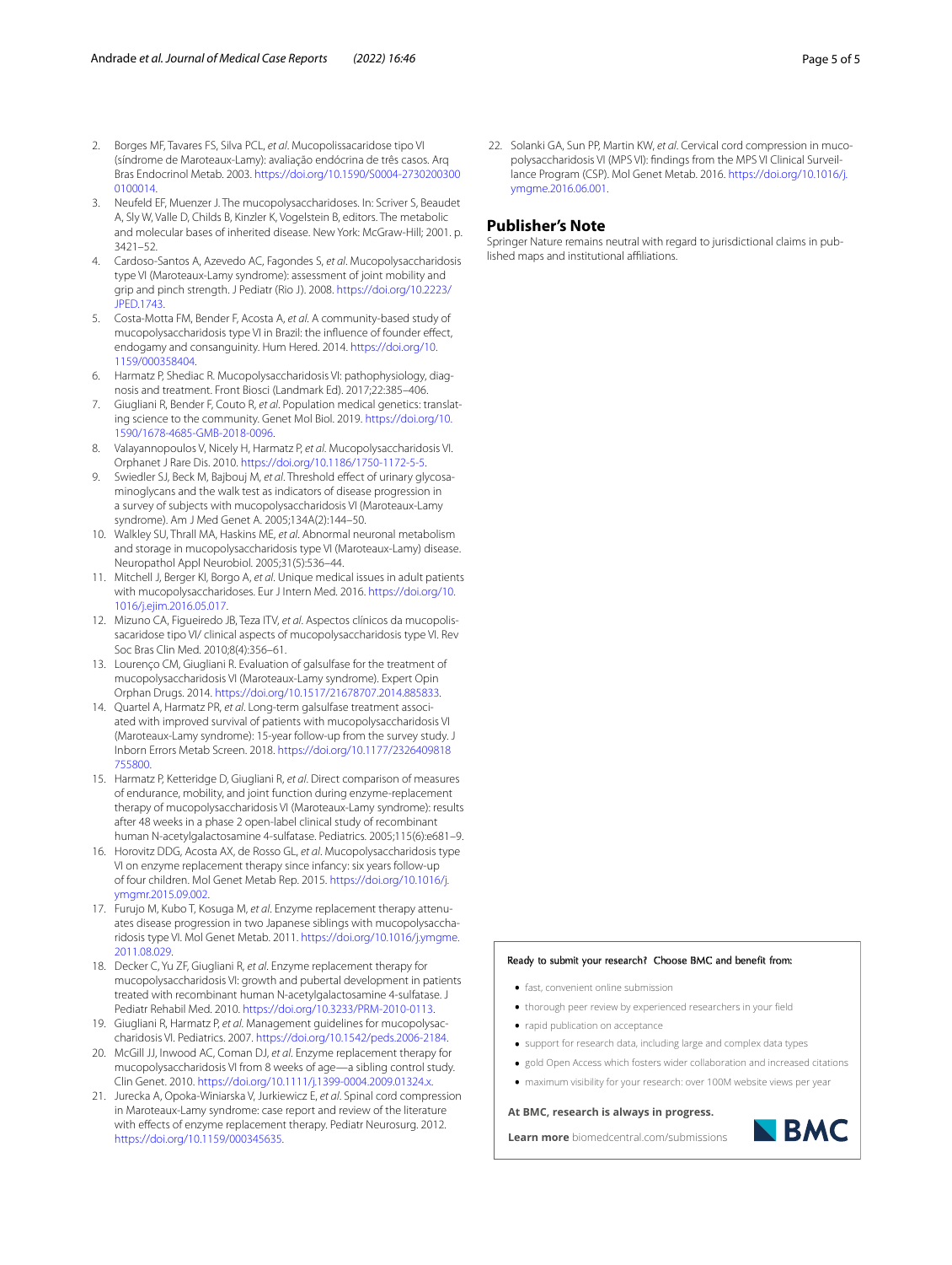2. Borges MF, Tavares FS, Silva PCL, *et al*. Mucopolissacaridose tipo VI (síndrome de Maroteaux-Lamy): avaliação endócrina de três casos. Arq Bras Endocrinol Metab. 2003. https://doi.org/10.1590/S0004-27302003000100014.
3. Neufeld EF, Muenzer J. The mucopolysaccharidoses. In: Scriver S, Beaudet A, Sly W, Valle D, Childs B, Kinzler K, Vogelstein B, editors. The metabolic and molecular bases of inherited disease. New York: McGraw-Hill; 2001. p. 3421–52.
4. Cardoso-Santos A, Azevedo AC, Fagondes S, *et al*. Mucopolysaccharidosis type VI (Maroteaux-Lamy syndrome): assessment of joint mobility and grip and pinch strength. J Pediatr (Rio J). 2008. https://doi.org/10.2223/JPED.1743.
5. Costa-Motta FM, Bender F, Acosta A, *et al*. A community-based study of mucopolysaccharidosis type VI in Brazil: the influence of founder effect, endogamy and consanguinity. Hum Hered. 2014. https://doi.org/10.1159/000358404.
6. Harmatz P, Shediac R. Mucopolysaccharidosis VI: pathophysiology, diagnosis and treatment. Front Biosci (Landmark Ed). 2017;22:385–406.
7. Giugliani R, Bender F, Couto R, *et al*. Population medical genetics: translating science to the community. Genet Mol Biol. 2019. https://doi.org/10.1590/1678-4685-GMB-2018-0096.
8. Valayannopoulos V, Nicely H, Harmatz P, *et al*. Mucopolysaccharidosis VI. Orphanet J Rare Dis. 2010. https://doi.org/10.1186/1750-1172-5-5.
9. Swiedler SJ, Beck M, Bajbouj M, *et al*. Threshold effect of urinary glycosaminoglycans and the walk test as indicators of disease progression in a survey of subjects with mucopolysaccharidosis VI (Maroteaux-Lamy syndrome). Am J Med Genet A. 2005;134A(2):144–50.
10. Walkley SU, Thrall MA, Haskins ME, *et al*. Abnormal neuronal metabolism and storage in mucopolysaccharidosis type VI (Maroteaux-Lamy) disease. Neuropathol Appl Neurobiol. 2005;31(5):536–44.
11. Mitchell J, Berger KI, Borgo A, *et al*. Unique medical issues in adult patients with mucopolysaccharidoses. Eur J Intern Med. 2016. https://doi.org/10.1016/j.ejim.2016.05.017.
12. Mizuno CA, Figueiredo JB, Teza ITV, *et al*. Aspectos clínicos da mucopolissacaridose tipo VI/ clinical aspects of mucopolysaccharidosis type VI. Rev Soc Bras Clin Med. 2010;8(4):356–61.
13. Lourenço CM, Giugliani R. Evaluation of galsulfase for the treatment of mucopolysaccharidosis VI (Maroteaux-Lamy syndrome). Expert Opin Orphan Drugs. 2014. https://doi.org/10.1517/21678707.2014.885833.
14. Quartel A, Harmatz PR, *et al*. Long-term galsulfase treatment associated with improved survival of patients with mucopolysaccharidosis VI (Maroteaux-Lamy syndrome): 15-year follow-up from the survey study. J Inborn Errors Metab Screen. 2018. https://doi.org/10.1177/2326409818755800.
15. Harmatz P, Ketteridge D, Giugliani R, *et al*. Direct comparison of measures of endurance, mobility, and joint function during enzyme-replacement therapy of mucopolysaccharidosis VI (Maroteaux-Lamy syndrome): results after 48 weeks in a phase 2 open-label clinical study of recombinant human N-acetylgalactosamine 4-sulfatase. Pediatrics. 2005;115(6):e681–9.
16. Horovitz DDG, Acosta AX, de Rosso GL, *et al*. Mucopolysaccharidosis type VI on enzyme replacement therapy since infancy: six years follow-up of four children. Mol Genet Metab Rep. 2015. https://doi.org/10.1016/j.ymgmr.2015.09.002.
17. Furujo M, Kubo T, Kosuga M, *et al*. Enzyme replacement therapy attenuates disease progression in two Japanese siblings with mucopolysaccharidosis type VI. Mol Genet Metab. 2011. https://doi.org/10.1016/j.ymgme.2011.08.029.
18. Decker C, Yu ZF, Giugliani R, *et al*. Enzyme replacement therapy for mucopolysaccharidosis VI: growth and pubertal development in patients treated with recombinant human N-acetylgalactosamine 4-sulfatase. J Pediatr Rehabil Med. 2010. https://doi.org/10.3233/PRM-2010-0113.
19. Giugliani R, Harmatz P, *et al*. Management guidelines for mucopolysaccharidosis VI. Pediatrics. 2007. https://doi.org/10.1542/peds.2006-2184.
20. McGill JJ, Inwood AC, Coman DJ, *et al*. Enzyme replacement therapy for mucopolysaccharidosis VI from 8 weeks of age—a sibling control study. Clin Genet. 2010. https://doi.org/10.1111/j.1399-0004.2009.01324.x.
21. Jurecka A, Opoka-Winiarska V, Jurkiewicz E, *et al*. Spinal cord compression in Maroteaux-Lamy syndrome: case report and review of the literature with effects of enzyme replacement therapy. Pediatr Neurosurg. 2012. https://doi.org/10.1159/000345635.
22. Solanki GA, Sun PP, Martin KW, *et al*. Cervical cord compression in mucopolysaccharidosis VI (MPS VI): findings from the MPS VI Clinical Surveillance Program (CSP). Mol Genet Metab. 2016. https://doi.org/10.1016/j.ymgme.2016.06.001.

## Publisher's Note

Springer Nature remains neutral with regard to jurisdictional claims in published maps and institutional affiliations.

Ready to submit your research? Choose BMC and benefit from:

- fast, convenient online submission
- thorough peer review by experienced researchers in your field
- rapid publication on acceptance
- support for research data, including large and complex data types
- gold Open Access which fosters wider collaboration and increased citations
- maximum visibility for your research: over 100M website views per year

**At BMC, research is always in progress.**

**Learn more** biomedcentral.com/submissions

BMC